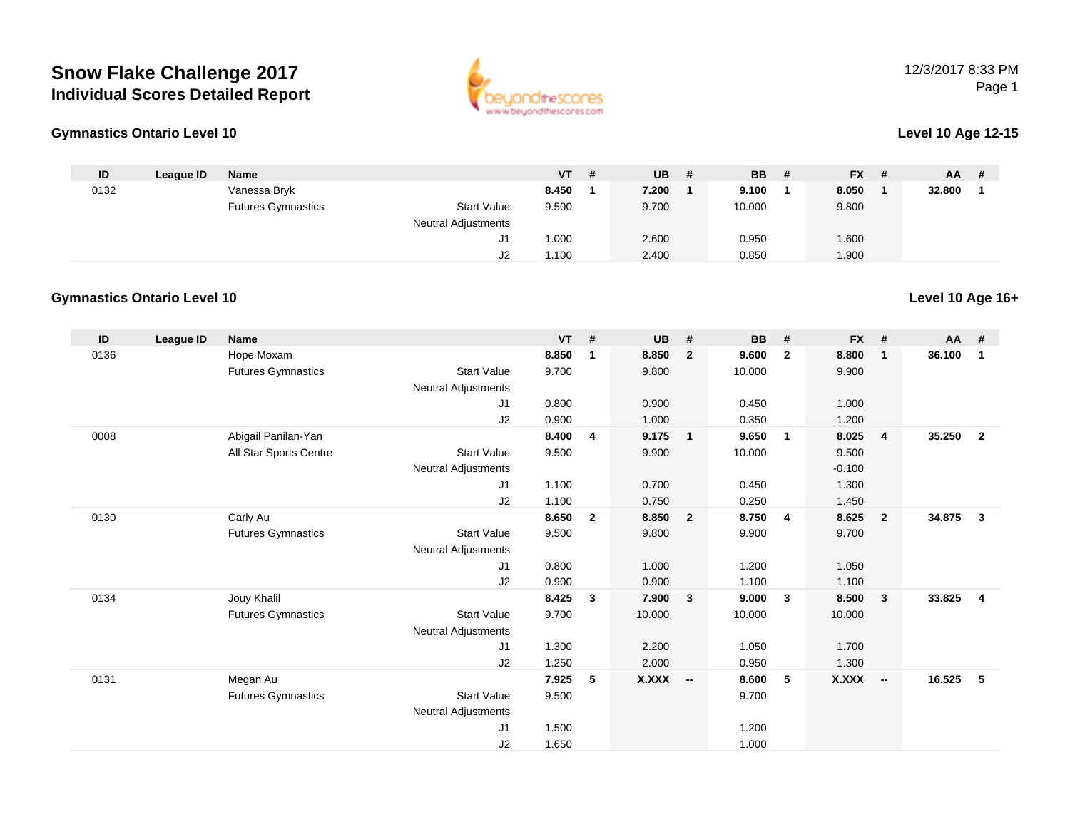# Snow Flake Challenge 2017
## Individual Scores Detailed Report

12/3/2017 8:33 PM

### Gymnastics Ontario Level 10

**Level 10 Age 12-15**

| ID | League ID | Name | | VT | # | UB | # | BB | # | FX | # | AA | # |
|---|---|---|---|---|---|---|---|---|---|---|---|---|---|
| 0132 | | Vanessa Bryk | | **8.450** | **1** | **7.200** | **1** | **9.100** | **1** | **8.050** | **1** | **32.800** | **1** |
| | | Futures Gymnastics | Start Value | 9.500 | | 9.700 | | 10.000 | | 9.800 | | | |
| | | | Neutral Adjustments | | | | | | | | | | |
| | | | J1 | 1.000 | | 2.600 | | 0.950 | | 1.600 | | | |
| | | | J2 | 1.100 | | 2.400 | | 0.850 | | 1.900 | | | |

### Gymnastics Ontario Level 10

**Level 10 Age 16+**

| ID | League ID | Name | | VT | # | UB | # | BB | # | FX | # | AA | # |
|---|---|---|---|---|---|---|---|---|---|---|---|---|---|
| 0136 | | Hope Moxam | | **8.850** | **1** | **8.850** | **2** | **9.600** | **2** | **8.800** | **1** | **36.100** | **1** |
| | | Futures Gymnastics | Start Value | 9.700 | | 9.800 | | 10.000 | | 9.900 | | | |
| | | | Neutral Adjustments | | | | | | | | | | |
| | | | J1 | 0.800 | | 0.900 | | 0.450 | | 1.000 | | | |
| | | | J2 | 0.900 | | 1.000 | | 0.350 | | 1.200 | | | |
| 0008 | | Abigail Panilan-Yan | | **8.400** | **4** | **9.175** | **1** | **9.650** | **1** | **8.025** | **4** | **35.250** | **2** |
| | | All Star Sports Centre | Start Value | 9.500 | | 9.900 | | 10.000 | | 9.500 | | | |
| | | | Neutral Adjustments | | | | | | | -0.100 | | | |
| | | | J1 | 1.100 | | 0.700 | | 0.450 | | 1.300 | | | |
| | | | J2 | 1.100 | | 0.750 | | 0.250 | | 1.450 | | | |
| 0130 | | Carly Au | | **8.650** | **2** | **8.850** | **2** | **8.750** | **4** | **8.625** | **2** | **34.875** | **3** |
| | | Futures Gymnastics | Start Value | 9.500 | | 9.800 | | 9.900 | | 9.700 | | | |
| | | | Neutral Adjustments | | | | | | | | | | |
| | | | J1 | 0.800 | | 1.000 | | 1.200 | | 1.050 | | | |
| | | | J2 | 0.900 | | 0.900 | | 1.100 | | 1.100 | | | |
| 0134 | | Jouy Khalil | | **8.425** | **3** | **7.900** | **3** | **9.000** | **3** | **8.500** | **3** | **33.825** | **4** |
| | | Futures Gymnastics | Start Value | 9.700 | | 10.000 | | 10.000 | | 10.000 | | | |
| | | | Neutral Adjustments | | | | | | | | | | |
| | | | J1 | 1.300 | | 2.200 | | 1.050 | | 1.700 | | | |
| | | | J2 | 1.250 | | 2.000 | | 0.950 | | 1.300 | | | |
| 0131 | | Megan Au | | **7.925** | **5** | **X.XXX** | **--** | **8.600** | **5** | **X.XXX** | **--** | **16.525** | **5** |
| | | Futures Gymnastics | Start Value | 9.500 | | | | 9.700 | | | | | |
| | | | Neutral Adjustments | | | | | | | | | | |
| | | | J1 | 1.500 | | | | 1.200 | | | | | |
| | | | J2 | 1.650 | | | | 1.000 | | | | | |